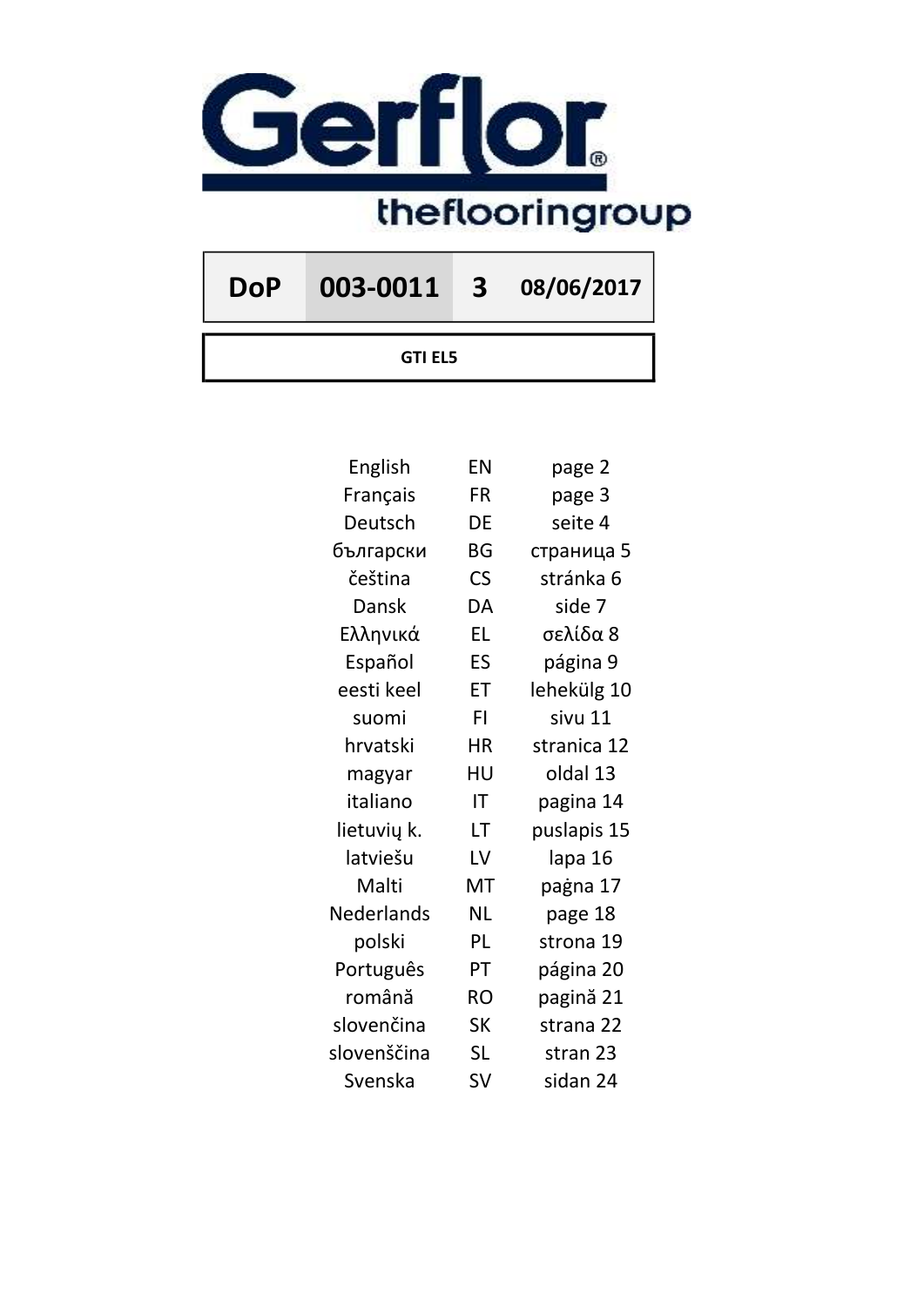Gerflor®
theflooringroup

| DoP | 003-0011 | 3 | 08/06/2017 |
|---|---|---|---|

**GTI EL5**

| | | |
|---|---|---|
| English | EN | page 2 |
| Français | FR | page 3 |
| Deutsch | DE | seite 4 |
| български | BG | страница 5 |
| čeština | CS | stránka 6 |
| Dansk | DA | side 7 |
| Ελληνικά | EL | σελίδα 8 |
| Español | ES | página 9 |
| eesti keel | ET | lehekülg 10 |
| suomi | FI | sivu 11 |
| hrvatski | HR | stranica 12 |
| magyar | HU | oldal 13 |
| italiano | IT | pagina 14 |
| lietuvių k. | LT | puslapis 15 |
| latviešu | LV | lapa 16 |
| Malti | MT | paġna 17 |
| Nederlands | NL | page 18 |
| polski | PL | strona 19 |
| Português | PT | página 20 |
| română | RO | pagină 21 |
| slovenčina | SK | strana 22 |
| slovenščina | SL | stran 23 |
| Svenska | SV | sidan 24 |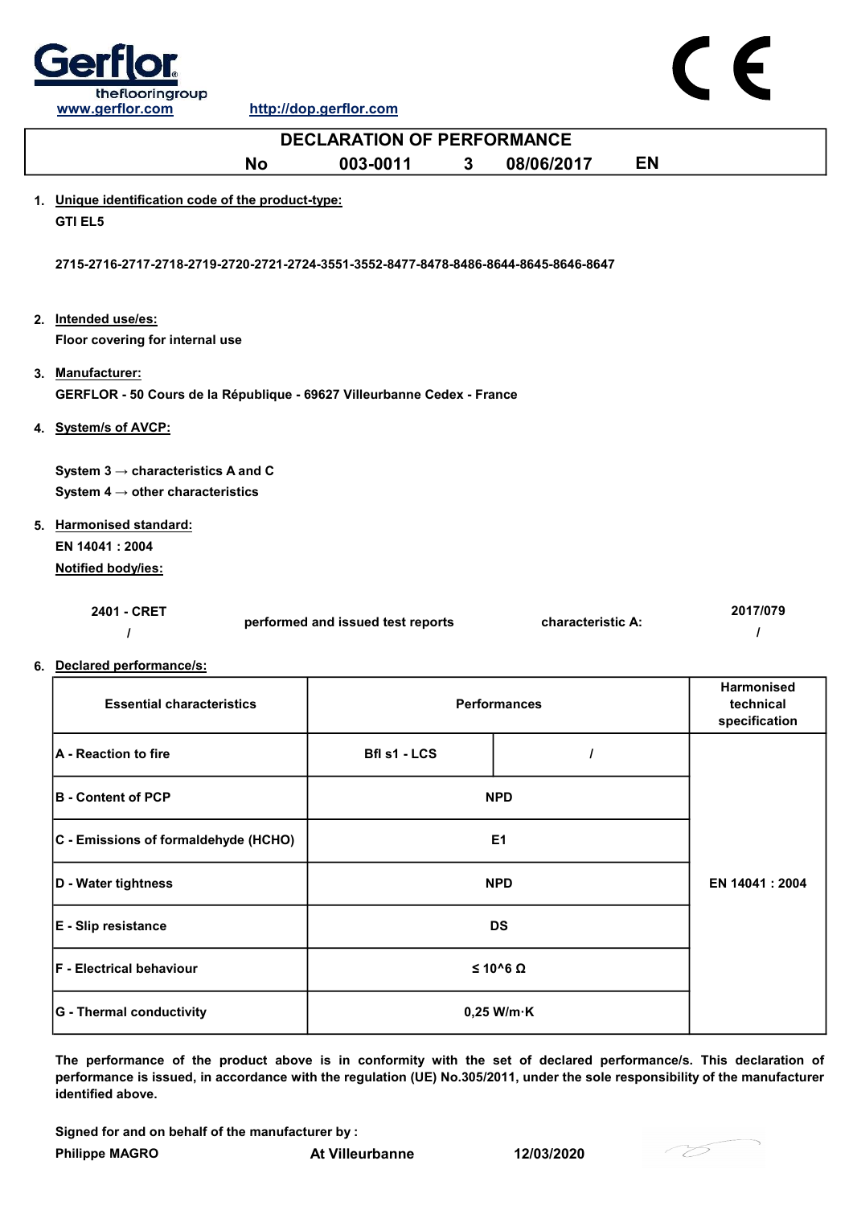www.gerflor.com http://dop.gerflor.com

# DECLARATION OF PERFORMANCE

**No 003-0011 3 08/06/2017 EN**

1. **Unique identification code of the product-type:**

   **GTI EL5**

   **2715-2716-2717-2718-2719-2720-2721-2724-3551-3552-8477-8478-8486-8644-8645-8646-8647**

2. **Intended use/es:**

   **Floor covering for internal use**

3. **Manufacturer:**

   **GERFLOR - 50 Cours de la République - 69627 Villeurbanne Cedex - France**

4. **System/s of AVCP:**

   **System 3 → characteristics A and C**

   **System 4 → other characteristics**

5. **Harmonised standard:**

   **EN 14041 : 2004**

   **Notified body/ies:**

   | | | | |
   |---|---|---|---|
   | **2401 - CRET** / | **performed and issued test reports** | **characteristic A:** | **2017/079** / |

6. **Declared performance/s:**

| Essential characteristics | Performances | | Harmonised technical specification |
|---|---|---|---|
| A - Reaction to fire | Bfl s1 - LCS | / | EN 14041 : 2004 |
| B - Content of PCP | NPD | | |
| C - Emissions of formaldehyde (HCHO) | E1 | | |
| D - Water tightness | NPD | | |
| E - Slip resistance | DS | | |
| F - Electrical behaviour | ≤ 10^6 Ω | | |
| G - Thermal conductivity | 0,25 W/m·K | | |

**The performance of the product above is in conformity with the set of declared performance/s. This declaration of performance is issued, in accordance with the regulation (UE) No.305/2011, under the sole responsibility of the manufacturer identified above.**

**Signed for and on behalf of the manufacturer by :**

**Philippe MAGRO** **At Villeurbanne** **12/03/2020**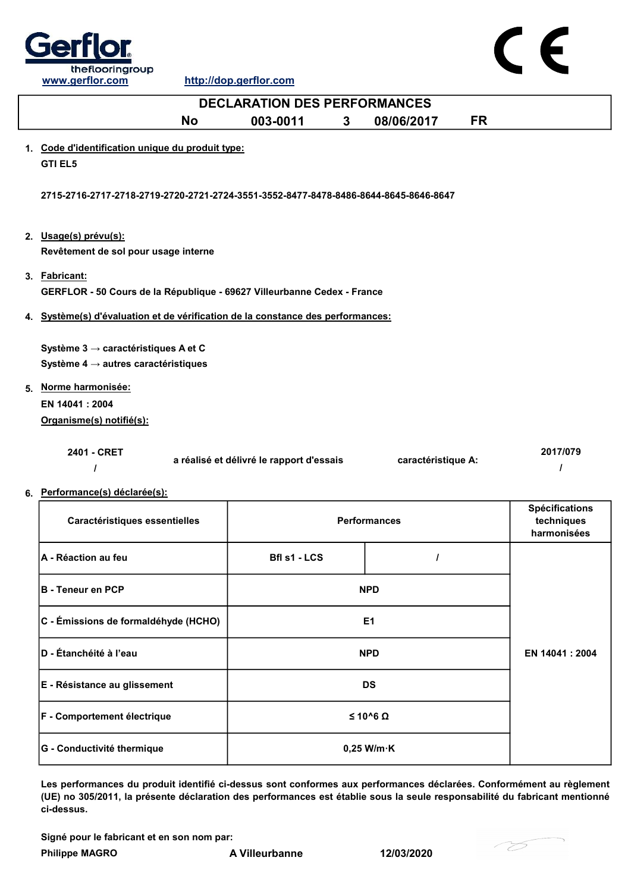www.gerflor.com http://dop.gerflor.com

# DECLARATION DES PERFORMANCES

**No 003-0011 3 08/06/2017 FR**

1. **Code d'identification unique du produit type:**

   **GTI EL5**

   **2715-2716-2717-2718-2719-2720-2721-2724-3551-3552-8477-8478-8486-8644-8645-8646-8647**

2. **Usage(s) prévu(s):**

   **Revêtement de sol pour usage interne**

3. **Fabricant:**

   **GERFLOR - 50 Cours de la République - 69627 Villeurbanne Cedex - France**

4. **Système(s) d'évaluation et de vérification de la constance des performances:**

   **Système 3 → caractéristiques A et C**

   **Système 4 → autres caractéristiques**

5. **Norme harmonisée:**

   **EN 14041 : 2004**

   **Organisme(s) notifié(s):**

| | | | |
|---|---|---|---|
| **2401 - CRET** | **a réalisé et délivré le rapport d'essais** | **caractéristique A:** | **2017/079** |
| **/** | | | **/** |

6. **Performance(s) déclarée(s):**

| Caractéristiques essentielles | Performances | | Spécifications techniques harmonisées |
|---|---|---|---|
| A - Réaction au feu | Bfl s1 - LCS | / | EN 14041 : 2004 |
| B - Teneur en PCP | NPD | | |
| C - Émissions de formaldéhyde (HCHO) | E1 | | |
| D - Étanchéité à l'eau | NPD | | |
| E - Résistance au glissement | DS | | |
| F - Comportement électrique | ≤ 10^6 Ω | | |
| G - Conductivité thermique | 0,25 W/m·K | | |

**Les performances du produit identifié ci-dessus sont conformes aux performances déclarées. Conformément au règlement (UE) no 305/2011, la présente déclaration des performances est établie sous la seule responsabilité du fabricant mentionné ci-dessus.**

**Signé pour le fabricant et en son nom par:**

**Philippe MAGRO** **A Villeurbanne** **12/03/2020**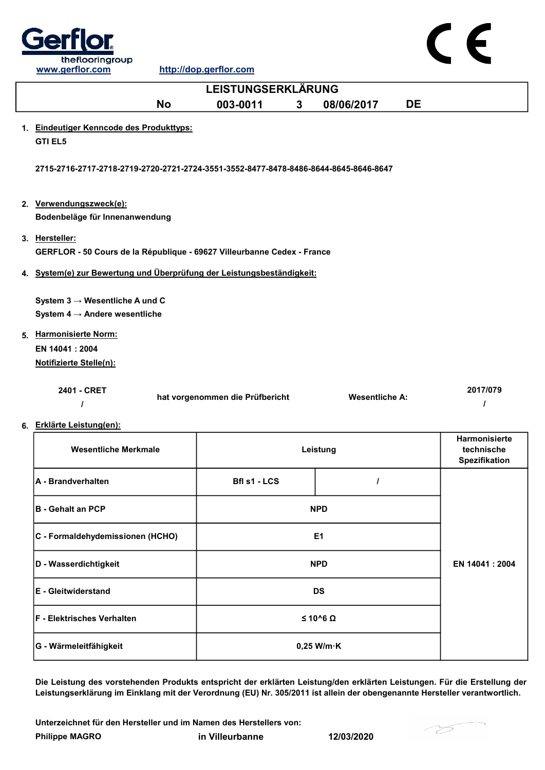Gerflor
theflooringgroup

www.gerflor.com http://dop.gerflor.com

# LEISTUNGSERKLÄRUNG

**No 003-0011 3 08/06/2017 DE**

1. **Eindeutiger Kenncode des Produkttyps:**

   **GTI EL5**

   **2715-2716-2717-2718-2719-2720-2721-2724-3551-3552-8477-8478-8486-8644-8645-8646-8647**

2. **Verwendungszweck(e):**

   **Bodenbeläge für Innenanwendung**

3. **Hersteller:**

   **GERFLOR - 50 Cours de la République - 69627 Villeurbanne Cedex - France**

4. **System(e) zur Bewertung und Überprüfung der Leistungsbeständigkeit:**

   **System 3 → Wesentliche A und C**

   **System 4 → Andere wesentliche**

5. **Harmonisierte Norm:**

   **EN 14041 : 2004**

   **Notifizierte Stelle(n):**

| 2401 - CRET | hat vorgenommen die Prüfbericht | Wesentliche A: | 2017/079 |
|---|---|---|---|
| / | | | / |

6. **Erklärte Leistung(en):**

| Wesentliche Merkmale | Leistung | | Harmonisierte technische Spezifikation |
|---|---|---|---|
| A - Brandverhalten | Bfl s1 - LCS | / | EN 14041 : 2004 |
| B - Gehalt an PCP | NPD | | |
| C - Formaldehydemissionen (HCHO) | E1 | | |
| D - Wasserdichtigkeit | NPD | | |
| E - Gleitwiderstand | DS | | |
| F - Elektrisches Verhalten | ≤ 10^6 Ω | | |
| G - Wärmeleitfähigkeit | 0,25 W/m·K | | |

**Die Leistung des vorstehenden Produkts entspricht der erklärten Leistung/den erklärten Leistungen. Für die Erstellung der Leistungserklärung im Einklang mit der Verordnung (EU) Nr. 305/2011 ist allein der obengenannte Hersteller verantwortlich.**

**Unterzeichnet für den Hersteller und im Namen des Herstellers von:**

**Philippe MAGRO** in Villeurbanne 12/03/2020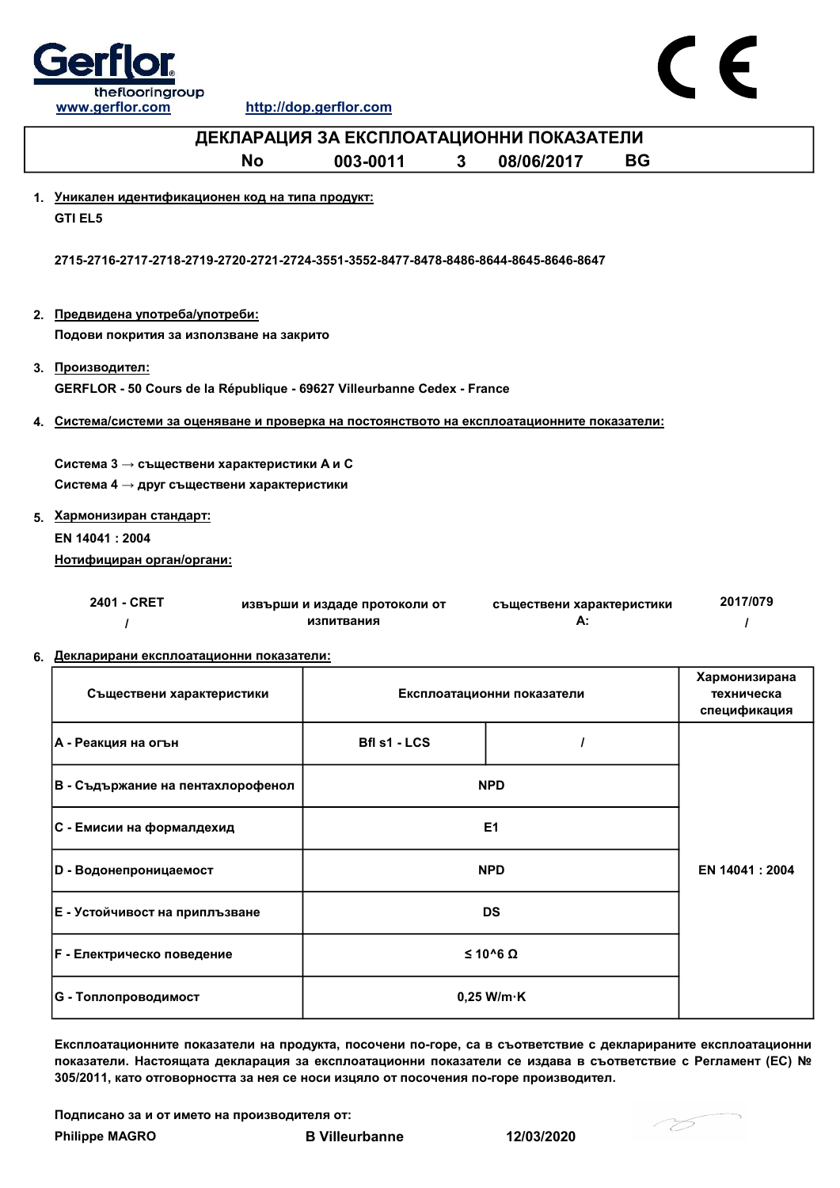www.gerflor.com http://dop.gerflor.com

# ДЕКЛАРАЦИЯ ЗА ЕКСПЛОАТАЦИОННИ ПОКАЗАТЕЛИ

**No 003-0011 3 08/06/2017 BG**

1. **Уникален идентификационен код на типа продукт:**

   **GTI EL5**

   **2715-2716-2717-2718-2719-2720-2721-2724-3551-3552-8477-8478-8486-8644-8645-8646-8647**

2. **Предвидена употреба/употреби:**

   **Подови покрития за използване на закрито**

3. **Производител:**

   **GERFLOR - 50 Cours de la République - 69627 Villeurbanne Cedex - France**

4. **Система/системи за оценяване и проверка на постоянството на експлоатационните показатели:**

   **Система 3 → съществени характеристики A и C**

   **Система 4 → друг съществени характеристики**

5. **Хармонизиран стандарт:**

   **EN 14041 : 2004**

   **Нотифициран орган/органи:**

| 2401 - CRET | извърши и издаде протоколи от изпитвания | съществени характеристики A: | 2017/079 |
|---|---|---|---|
| / | | | / |

6. **Декларирани експлоатационни показатели:**

| Съществени характеристики | Експлоатационни показатели | | Хармонизирана техническа спецификация |
|---|---|---|---|
| A - Реакция на огън | Bfl s1 - LCS | / | EN 14041 : 2004 |
| B - Съдържание на пентахлорофенол | NPD | | |
| C - Емисии на формалдехид | E1 | | |
| D - Водонепроницаемост | NPD | | |
| E - Устойчивост на приплъзване | DS | | |
| F - Електрическо поведение | ≤ 10^6 Ω | | |
| G - Топлопроводимост | 0,25 W/m·K | | |

**Експлоатационните показатели на продукта, посочени по-горе, са в съответствие с декларираните експлоатационни показатели. Настоящата декларация за експлоатационни показатели се издава в съответствие с Регламент (ЕС) № 305/2011, като отговорността за нея се носи изцяло от посочения по-горе производител.**

**Подписано за и от името на производителя от:**

**Philippe MAGRO** **B Villeurbanne** **12/03/2020**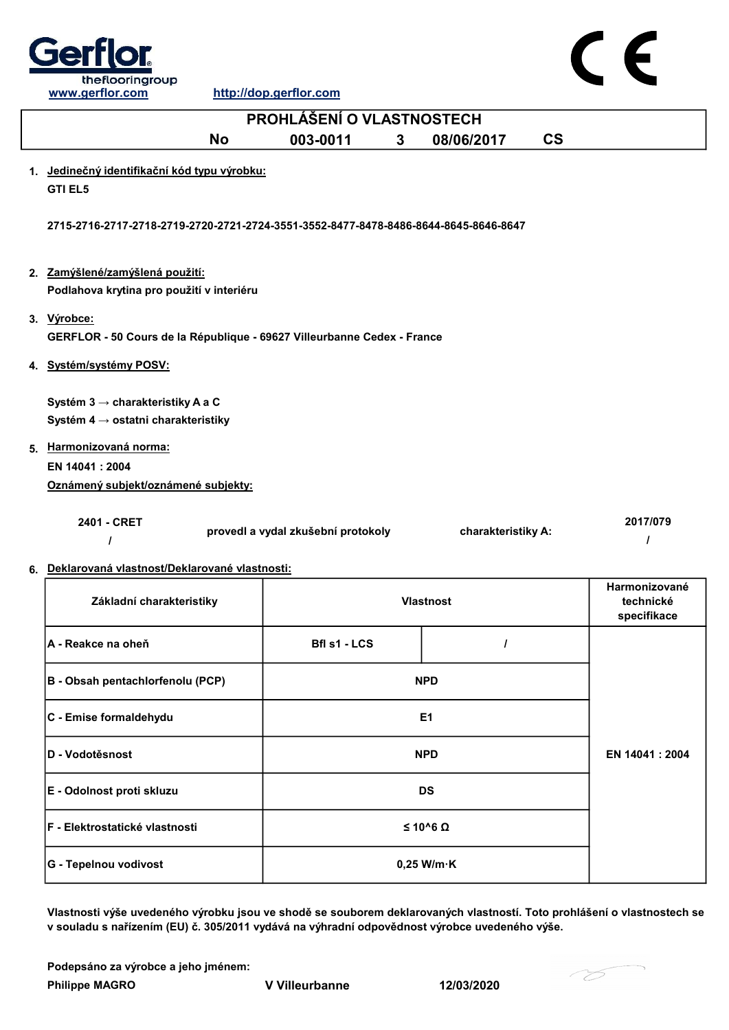Gerflor theflooringgroup

www.gerflor.com http://dop.gerflor.com

CE

# PROHLÁŠENÍ O VLASTNOSTECH

No 003-0011 3 08/06/2017 CS

1. Jedinečný identifikační kód typu výrobku:

   **GTI EL5**

   **2715-2716-2717-2718-2719-2720-2721-2724-3551-3552-8477-8478-8486-8644-8645-8646-8647**

2. Zamýšlené/zamýšlená použití:

   **Podlahova krytina pro použití v interiéru**

3. Výrobce:

   **GERFLOR - 50 Cours de la République - 69627 Villeurbanne Cedex - France**

4. Systém/systémy POSV:

   **Systém 3 → charakteristiky A a C**

   **Systém 4 → ostatni charakteristiky**

5. Harmonizovaná norma:

   **EN 14041 : 2004**

   Oznámený subjekt/oznámené subjekty:

   | | | | |
   |---|---|---|---|
   | 2401 - CRET / | provedl a vydal zkušební protokoly | charakteristiky A: | 2017/079 / |

6. Deklarovaná vlastnost/Deklarované vlastnosti:

| Základní charakteristiky | Vlastnost | | Harmonizované technické specifikace |
|---|---|---|---|
| A - Reakce na oheň | Bfl s1 - LCS | / | EN 14041 : 2004 |
| B - Obsah pentachlorfenolu (PCP) | NPD | | |
| C - Emise formaldehydu | E1 | | |
| D - Vodotěsnost | NPD | | |
| E - Odolnost proti skluzu | DS | | |
| F - Elektrostatické vlastnosti | ≤ 10^6 Ω | | |
| G - Tepelnou vodivost | 0,25 W/m·K | | |

**Vlastnosti výše uvedeného výrobku jsou ve shodě se souborem deklarovaných vlastností. Toto prohlášení o vlastnostech se v souladu s nařízením (EU) č. 305/2011 vydává na výhradní odpovědnost výrobce uvedeného výše.**

**Podepsáno za výrobce a jeho jménem:**

**Philippe MAGRO** V Villeurbanne 12/03/2020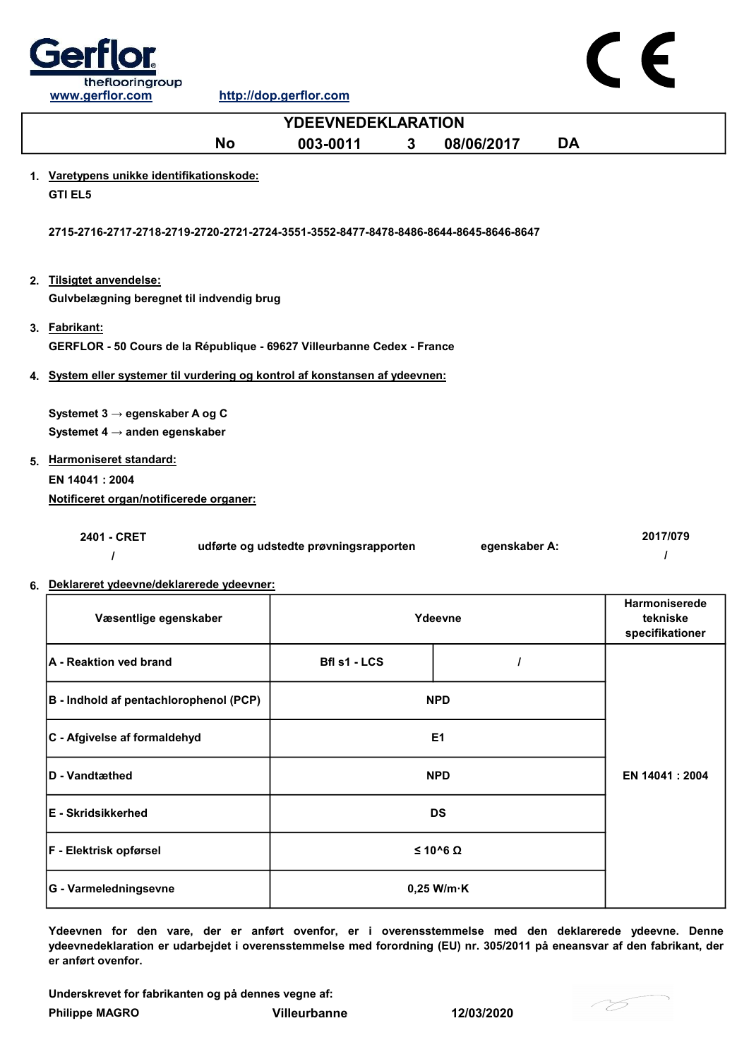Gerflor
theflooringgroup

www.gerflor.com http://dop.gerflor.com

# YDEEVNEDEKLARATION

| No | 003-0011 | 3 | 08/06/2017 | DA |
|---|---|---|---|---|

1. **Varetypens unikke identifikationskode:**

   **GTI EL5**

   **2715-2716-2717-2718-2719-2720-2721-2724-3551-3552-8477-8478-8486-8644-8645-8646-8647**

2. **Tilsigtet anvendelse:**

   **Gulvbelægning beregnet til indvendig brug**

3. **Fabrikant:**

   **GERFLOR - 50 Cours de la République - 69627 Villeurbanne Cedex - France**

4. **System eller systemer til vurdering og kontrol af konstansen af ydeevnen:**

   **Systemet 3 → egenskaber A og C**
   **Systemet 4 → anden egenskaber**

5. **Harmoniseret standard:**

   **EN 14041 : 2004**

   **Notificeret organ/notificerede organer:**

| 2401 - CRET | udførte og udstedte prøvningsrapporten | egenskaber A: | 2017/079 |
|---|---|---|---|
| / | | | / |

6. **Deklareret ydeevne/deklarerede ydeevner:**

| Væsentlige egenskaber | Ydeevne | | Harmoniserede tekniske specifikationer |
|---|---|---|---|
| A - Reaktion ved brand | Bfl s1 - LCS | / | EN 14041 : 2004 |
| B - Indhold af pentachlorophenol (PCP) | NPD | | |
| C - Afgivelse af formaldehyd | E1 | | |
| D - Vandtæthed | NPD | | |
| E - Skridsikkerhed | DS | | |
| F - Elektrisk opførsel | ≤ 10^6 Ω | | |
| G - Varmeledningsevne | 0,25 W/m·K | | |

**Ydeevnen for den vare, der er anført ovenfor, er i overensstemmelse med den deklarerede ydeevne. Denne ydeevnedeklaration er udarbejdet i overensstemmelse med forordning (EU) nr. 305/2011 på eneansvar af den fabrikant, der er anført ovenfor.**

**Underskrevet for fabrikanten og på dennes vegne af:**

**Philippe MAGRO** **Villeurbanne** **12/03/2020**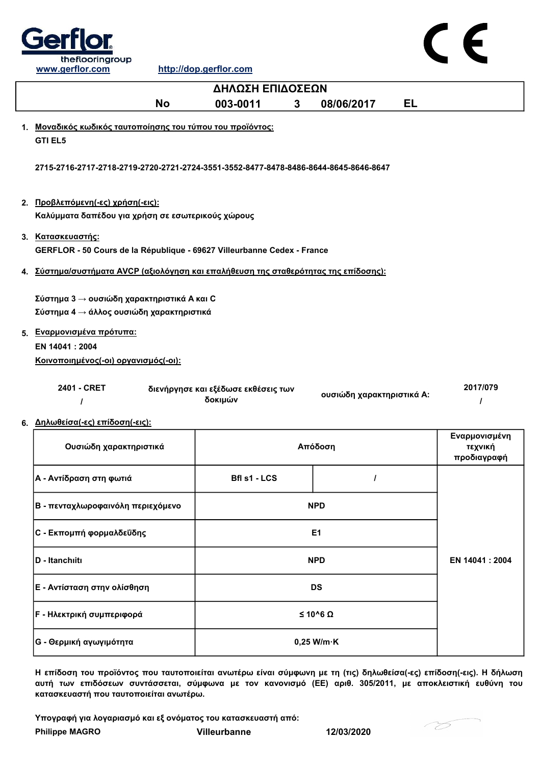Gerflor
theflooringgroup

www.gerflor.com http://dop.gerflor.com

CE

# ΔΗΛΩΣΗ ΕΠΙΔΟΣΕΩΝ

**No 003-0011 3 08/06/2017 EL**

1. **Μοναδικός κωδικός ταυτοποίησης του τύπου του προϊόντος:**

   **GTI EL5**

   **2715-2716-2717-2718-2719-2720-2721-2724-3551-3552-8477-8478-8486-8644-8645-8646-8647**

2. **Προβλεπόμενη(-ες) χρήση(-εις):**

   **Καλύμματα δαπέδου για χρήση σε εσωτερικούς χώρους**

3. **Κατασκευαστής:**

   **GERFLOR - 50 Cours de la République - 69627 Villeurbanne Cedex - France**

4. **Σύστημα/συστήματα AVCP (αξιολόγηση και επαλήθευση της σταθερότητας της επίδοσης):**

   **Σύστημα 3 → ουσιώδη χαρακτηριστικά A και C**
   **Σύστημα 4 → άλλος ουσιώδη χαρακτηριστικά**

5. **Εναρμονισμένα πρότυπα:**

   **EN 14041 : 2004**

   **Κοινοποιημένος(-οι) οργανισμός(-οι):**

   | | | | |
   |---|---|---|---|
   | 2401 - CRET / | διενήργησε και εξέδωσε εκθέσεις των δοκιμών | ουσιώδη χαρακτηριστικά A: | 2017/079 / |

6. **Δηλωθείσα(-ες) επίδοση(-εις):**

| Ουσιώδη χαρακτηριστικά | Απόδοση | | Εναρμονισμένη τεχνική προδιαγραφή |
|---|---|---|---|
| A - Αντίδραση στη φωτιά | Bfl s1 - LCS | / | EN 14041 : 2004 |
| B - πενταχλωροφαινόλη περιεχόμενο | NPD | | |
| C - Εκπομπή φορμαλδεΰδης | E1 | | |
| D - Itanchiiti | NPD | | |
| E - Αντίσταση στην ολίσθηση | DS | | |
| F - Ηλεκτρική συμπεριφορά | ≤ 10^6 Ω | | |
| G - Θερμική αγωγιμότητα | 0,25 W/m·K | | |

**Η επίδοση του προϊόντος που ταυτοποιείται ανωτέρω είναι σύμφωνη με τη (τις) δηλωθείσα(-ες) επίδοση(-εις). Η δήλωση αυτή των επιδόσεων συντάσσεται, σύμφωνα με τον κανονισμό (ΕΕ) αριθ. 305/2011, με αποκλειστική ευθύνη του κατασκευαστή που ταυτοποιείται ανωτέρω.**

**Υπογραφή για λογαριασμό και εξ ονόματος του κατασκευαστή από:**

**Philippe MAGRO** **Villeurbanne** **12/03/2020**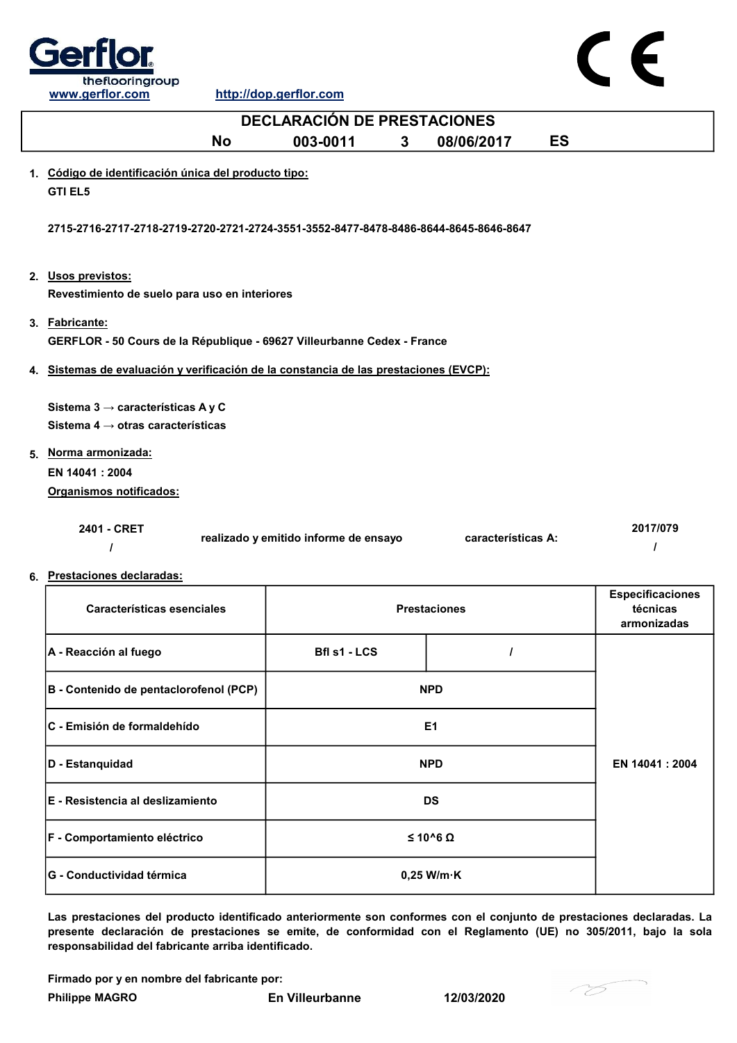Gerflor
theflooringgroup

www.gerflor.com http://dop.gerflor.com

# DECLARACIÓN DE PRESTACIONES

**No 003-0011 3 08/06/2017 ES**

1. **Código de identificación única del producto tipo:**

   **GTI EL5**

   **2715-2716-2717-2718-2719-2720-2721-2724-3551-3552-8477-8478-8486-8644-8645-8646-8647**

2. **Usos previstos:**

   **Revestimiento de suelo para uso en interiores**

3. **Fabricante:**

   **GERFLOR - 50 Cours de la République - 69627 Villeurbanne Cedex - France**

4. **Sistemas de evaluación y verificación de la constancia de las prestaciones (EVCP):**

   **Sistema 3 → características A y C**

   **Sistema 4 → otras características**

5. **Norma armonizada:**

   **EN 14041 : 2004**

   **Organismos notificados:**

| 2401 - CRET | realizado y emitido informe de ensayo | características A: | 2017/079 |
|---|---|---|---|
| / | | | / |

6. **Prestaciones declaradas:**

| Características esenciales | Prestaciones | | Especificaciones técnicas armonizadas |
|---|---|---|---|
| A - Reacción al fuego | Bfl s1 - LCS | / | EN 14041 : 2004 |
| B - Contenido de pentaclorofenol (PCP) | NPD | | |
| C - Emisión de formaldehído | E1 | | |
| D - Estanquidad | NPD | | |
| E - Resistencia al deslizamiento | DS | | |
| F - Comportamiento eléctrico | $\leq 10^6\ \Omega$ | | |
| G - Conductividad térmica | 0,25 W/m·K | | |

**Las prestaciones del producto identificado anteriormente son conformes con el conjunto de prestaciones declaradas. La presente declaración de prestaciones se emite, de conformidad con el Reglamento (UE) no 305/2011, bajo la sola responsabilidad del fabricante arriba identificado.**

**Firmado por y en nombre del fabricante por:**

**Philippe MAGRO** **En Villeurbanne** **12/03/2020**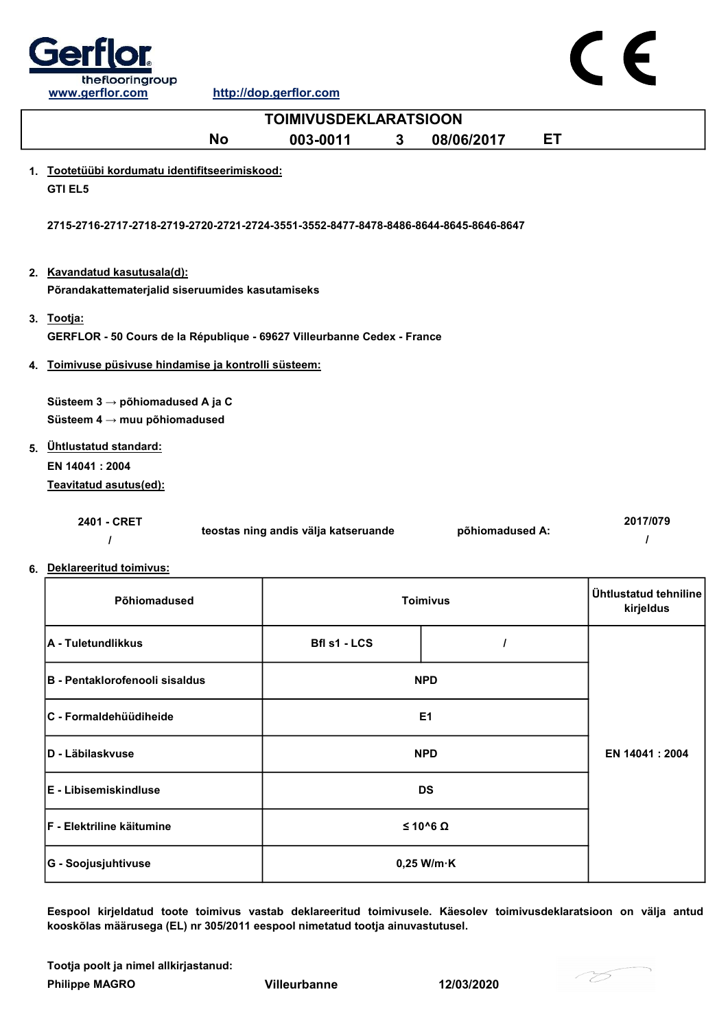Gerflor theflooringgroup

www.gerflor.com http://dop.gerflor.com

# TOIMIVUSDEKLARATSIOON

**No 003-0011 3 08/06/2017 ET**

1. Tootetüübi kordumatu identifitseerimiskood:

   **GTI EL5**

   **2715-2716-2717-2718-2719-2720-2721-2724-3551-3552-8477-8478-8486-8644-8645-8646-8647**

2. Kavandatud kasutusala(d):

   **Põrandakattematerjalid siseruumides kasutamiseks**

3. Tootja:

   **GERFLOR - 50 Cours de la République - 69627 Villeurbanne Cedex - France**

4. Toimivuse püsivuse hindamise ja kontrolli süsteem:

   **Süsteem 3 → põhiomadused A ja C**
   **Süsteem 4 → muu põhiomadused**

5. Ühtlustatud standard:

   **EN 14041 : 2004**

   Teavitatud asutus(ed):

| 2401 - CRET | teostas ning andis välja katseruande | põhiomadused A: | 2017/079 |
|---|---|---|---|
| / | | | / |

6. Deklareeritud toimivus:

| Põhiomadused | Toimivus | | Ühtlustatud tehniline kirjeldus |
|---|---|---|---|
| A - Tuletundlikkus | Bfl s1 - LCS | / | EN 14041 : 2004 |
| B - Pentaklorofenooli sisaldus | NPD | | |
| C - Formaldehüüdiheide | E1 | | |
| D - Läbilaskvuse | NPD | | |
| E - Libisemiskindluse | DS | | |
| F - Elektriline käitumine | ≤ 10^6 Ω | | |
| G - Soojusjuhtivuse | 0,25 W/m·K | | |

**Eespool kirjeldatud toote toimivus vastab deklareeritud toimivusele. Käesolev toimivusdeklaratsioon on välja antud kooskõlas määrusega (EL) nr 305/2011 eespool nimetatud tootja ainuvastutusel.**

**Tootja poolt ja nimel allkirjastanud:**

**Philippe MAGRO Villeurbanne 12/03/2020**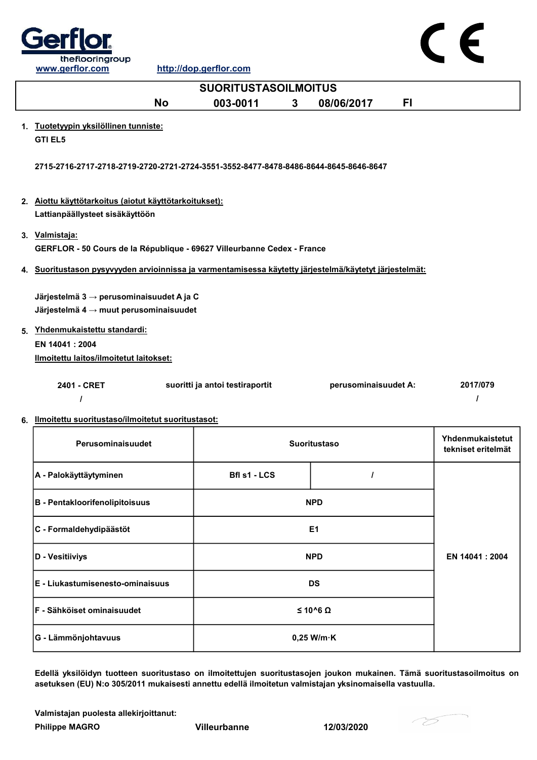Gerflor theflooringgroup

www.gerflor.com http://dop.gerflor.com

# SUORITUSTASOILMOITUS

**No 003-0011 3 08/06/2017 FI**

1. Tuotetyypin yksilöllinen tunniste:

   **GTI EL5**

   **2715-2716-2717-2718-2719-2720-2721-2724-3551-3552-8477-8478-8486-8644-8645-8646-8647**

2. Aiottu käyttötarkoitus (aiotut käyttötarkoitukset):

   **Lattianpäällysteet sisäkäyttöön**

3. Valmistaja:

   **GERFLOR - 50 Cours de la République - 69627 Villeurbanne Cedex - France**

4. Suoritustason pysyvyyden arvioinnissa ja varmentamisessa käytetty järjestelmä/käytetyt järjestelmät:

   **Järjestelmä 3 → perusominaisuudet A ja C**

   **Järjestelmä 4 → muut perusominaisuudet**

5. Yhdenmukaistettu standardi:

   **EN 14041 : 2004**

   Ilmoitettu laitos/ilmoitetut laitokset:

   | | | | |
   |---|---|---|---|
   | 2401 - CRET | suoritti ja antoi testiraportit | perusominaisuudet A: | 2017/079 |
   | / | | | / |

6. Ilmoitettu suoritustaso/ilmoitetut suoritustasot:

| Perusominaisuudet | Suoritustaso | | Yhdenmukaistetut tekniset eritelmät |
|---|---|---|---|
| A - Palokäyttäytyminen | Bfl s1 - LCS | / | EN 14041 : 2004 |
| B - Pentakloorifenolipitoisuus | NPD | | |
| C - Formaldehydipäästöt | E1 | | |
| D - Vesitiiviys | NPD | | |
| E - Liukastumisenesto-ominaisuus | DS | | |
| F - Sähköiset ominaisuudet | ≤ 10^6 Ω | | |
| G - Lämmönjohtavuus | 0,25 W/m·K | | |

**Edellä yksilöidyn tuotteen suoritustaso on ilmoitettujen suoritustasojen joukon mukainen. Tämä suoritustasoilmoitus on asetuksen (EU) N:o 305/2011 mukaisesti annettu edellä ilmoitetun valmistajan yksinomaisella vastuulla.**

**Valmistajan puolesta allekirjoittanut:**

**Philippe MAGRO** **Villeurbanne** **12/03/2020**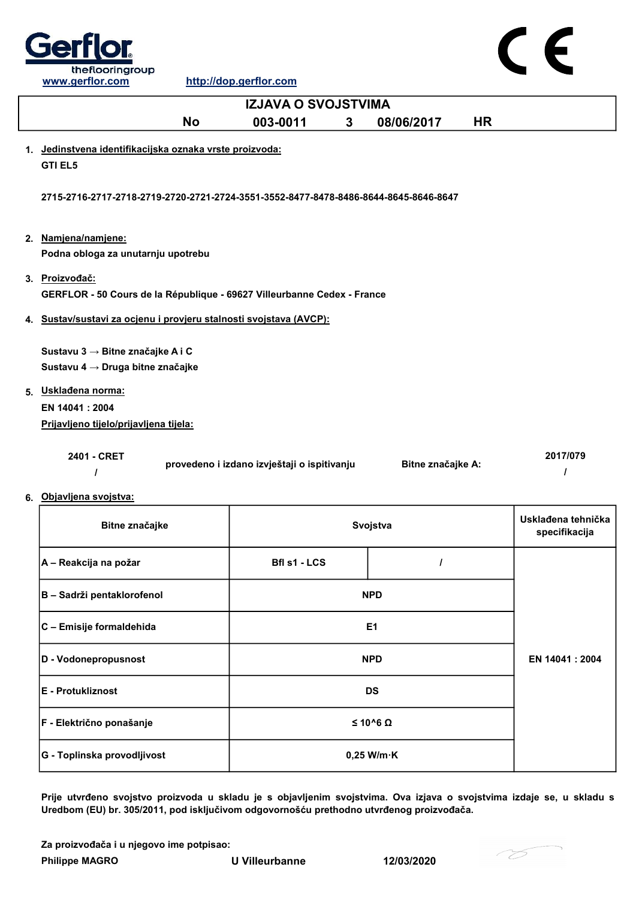Gerflor
theflooringgroup
www.gerflor.com http://dop.gerflor.com

# IZJAVA O SVOJSTVIMA

No 003-0011 3 08/06/2017 HR

1. Jedinstvena identifikacijska oznaka vrste proizvoda:

   **GTI EL5**

   **2715-2716-2717-2718-2719-2720-2721-2724-3551-3552-8477-8478-8486-8644-8645-8646-8647**

2. Namjena/namjene:

   **Podna obloga za unutarnju upotrebu**

3. Proizvođač:

   **GERFLOR - 50 Cours de la République - 69627 Villeurbanne Cedex - France**

4. Sustav/sustavi za ocjenu i provjeru stalnosti svojstava (AVCP):

   **Sustavu 3 → Bitne značajke A i C**
   **Sustavu 4 → Druga bitne značajke**

5. Usklađena norma:

   **EN 14041 : 2004**

   Prijavljeno tijelo/prijavljena tijela:

   | | | | |
   |---|---|---|---|
   | 2401 - CRET / | provedeno i izdano izvještaji o ispitivanju | Bitne značajke A: | 2017/079 / |

6. Objavljena svojstva:

| Bitne značajke | Svojstva | | Usklađena tehnička specifikacija |
|---|---|---|---|
| A – Reakcija na požar | Bfl s1 - LCS | / | EN 14041 : 2004 |
| B – Sadrži pentaklorofenol | NPD | | |
| C – Emisije formaldehida | E1 | | |
| D - Vodonepropusnost | NPD | | |
| E - Protukliznost | DS | | |
| F - Električno ponašanje | ≤ 10^6 Ω | | |
| G - Toplinska provodljivost | 0,25 W/m·K | | |

**Prije utvrđeno svojstvo proizvoda u skladu je s objavljenim svojstvima. Ova izjava o svojstvima izdaje se, u skladu s Uredbom (EU) br. 305/2011, pod isključivom odgovornošću prethodno utvrđenog proizvođača.**

**Za proizvođača i u njegovo ime potpisao:**

**Philippe MAGRO** U Villeurbanne 12/03/2020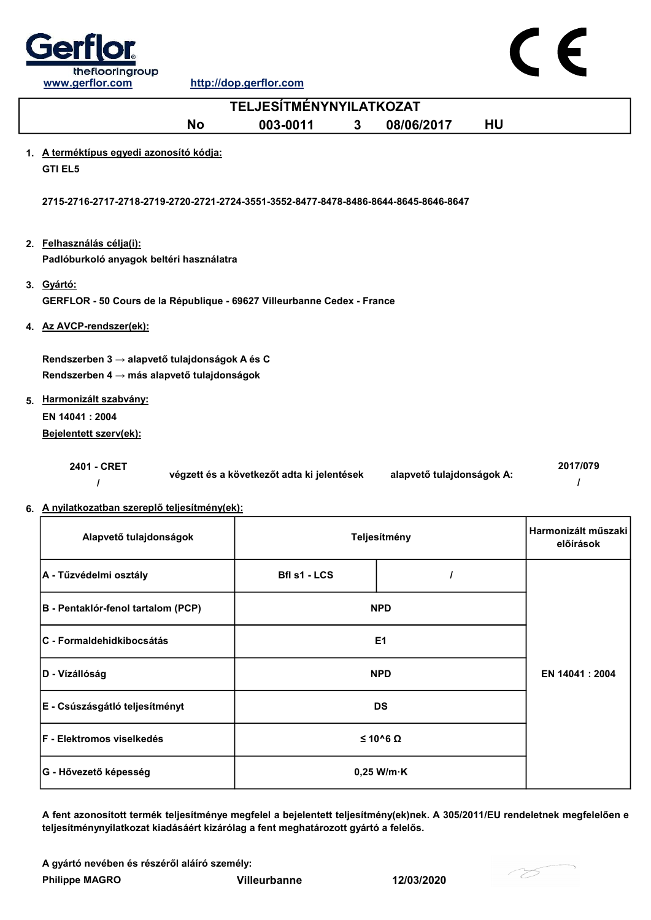www.gerflor.com http://dop.gerflor.com

# TELJESÍTMÉNYNYILATKOZAT

**No 003-0011 3 08/06/2017 HU**

1. **A terméktípus egyedi azonosító kódja:**

   **GTI EL5**

   **2715-2716-2717-2718-2719-2720-2721-2724-3551-3552-8477-8478-8486-8644-8645-8646-8647**

2. **Felhasználás célja(i):**

   **Padlóburkoló anyagok beltéri használatra**

3. **Gyártó:**

   **GERFLOR - 50 Cours de la République - 69627 Villeurbanne Cedex - France**

4. **Az AVCP-rendszer(ek):**

   **Rendszerben 3 → alapvető tulajdonságok A és C**
   **Rendszerben 4 → más alapvető tulajdonságok**

5. **Harmonizált szabvány:**

   **EN 14041 : 2004**

   **Bejelentett szerv(ek):**

   | | | | |
   |---|---|---|---|
   | **2401 - CRET** / | **végzett és a következőt adta ki jelentések** | **alapvető tulajdonságok A:** | **2017/079** / |

6. **A nyilatkozatban szereplő teljesítmény(ek):**

| Alapvető tulajdonságok | Teljesítmény | | Harmonizált műszaki előírások |
|---|---|---|---|
| A - Tűzvédelmi osztály | Bfl s1 - LCS | / | EN 14041 : 2004 |
| B - Pentaklór-fenol tartalom (PCP) | NPD | | |
| C - Formaldehidkibocsátás | E1 | | |
| D - Vízállóság | NPD | | |
| E - Csúszásgátló teljesítményt | DS | | |
| F - Elektromos viselkedés | ≤ 10^6 Ω | | |
| G - Hővezető képesség | 0,25 W/m·K | | |

**A fent azonosított termék teljesítménye megfelel a bejelentett teljesítmény(ek)nek. A 305/2011/EU rendeletnek megfelelően e teljesítménynyilatkozat kiadásáért kizárólag a fent meghatározott gyártó a felelős.**

**A gyártó nevében és részéről aláíró személy:**

**Philippe MAGRO** **Villeurbanne** **12/03/2020**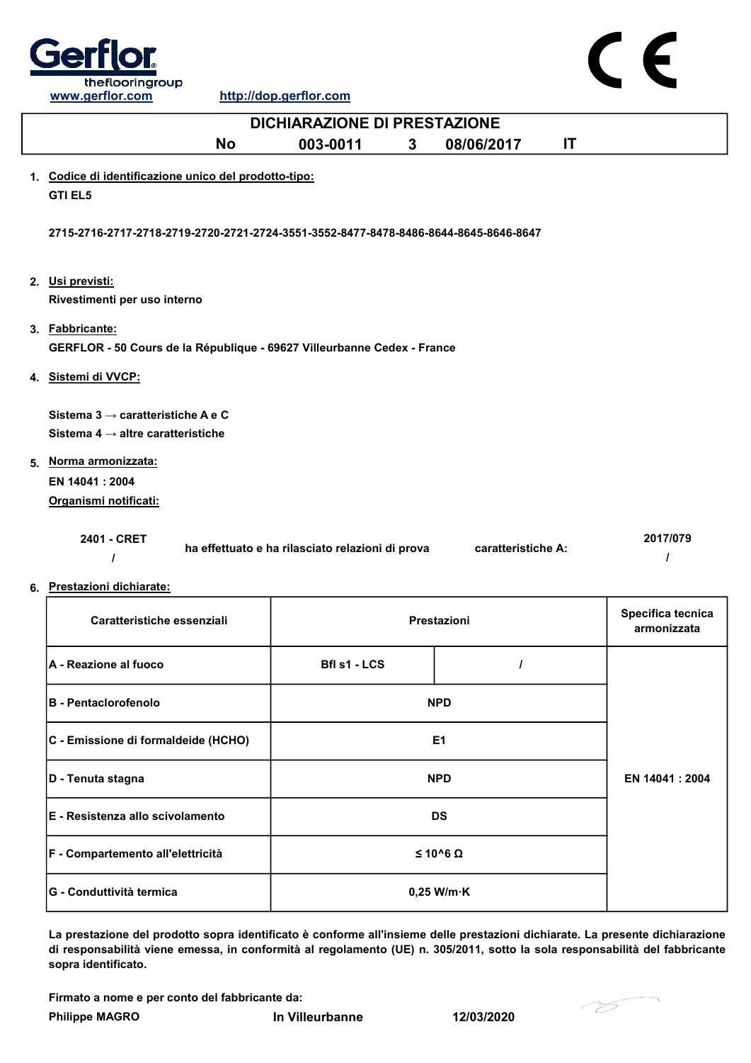Gerflor
theflooringgroup
www.gerflor.com http://dop.gerflor.com

# DICHIARAZIONE DI PRESTAZIONE

**No 003-0011 3 08/06/2017 IT**

1. **Codice di identificazione unico del prodotto-tipo:**

   **GTI EL5**

   **2715-2716-2717-2718-2719-2720-2721-2724-3551-3552-8477-8478-8486-8644-8645-8646-8647**

2. **Usi previsti:**

   **Rivestimenti per uso interno**

3. **Fabbricante:**

   **GERFLOR - 50 Cours de la République - 69627 Villeurbanne Cedex - France**

4. **Sistemi di VVCP:**

   **Sistema 3 → caratteristiche A e C**
   **Sistema 4 → altre caratteristiche**

5. **Norma armonizzata:**

   **EN 14041 : 2004**

   **Organismi notificati:**

   | | | | |
   |---|---|---|---|
   | 2401 - CRET | ha effettuato e ha rilasciato relazioni di prova | caratteristiche A: | 2017/079 |
   | / | | | / |

6. **Prestazioni dichiarate:**

| Caratteristiche essenziali | Prestazioni | | Specifica tecnica armonizzata |
|---|---|---|---|
| A - Reazione al fuoco | Bfl s1 - LCS | / | EN 14041 : 2004 |
| B - Pentaclorofenolo | NPD | | |
| C - Emissione di formaldeide (HCHO) | E1 | | |
| D - Tenuta stagna | NPD | | |
| E - Resistenza allo scivolamento | DS | | |
| F - Compartemento all'elettricità | ≤ 10^6 Ω | | |
| G - Conduttività termica | 0,25 W/m·K | | |

**La prestazione del prodotto sopra identificato è conforme all'insieme delle prestazioni dichiarate. La presente dichiarazione di responsabilità viene emessa, in conformità al regolamento (UE) n. 305/2011, sotto la sola responsabilità del fabbricante sopra identificato.**

**Firmato a nome e per conto del fabbricante da:**

**Philippe MAGRO** In Villeurbanne 12/03/2020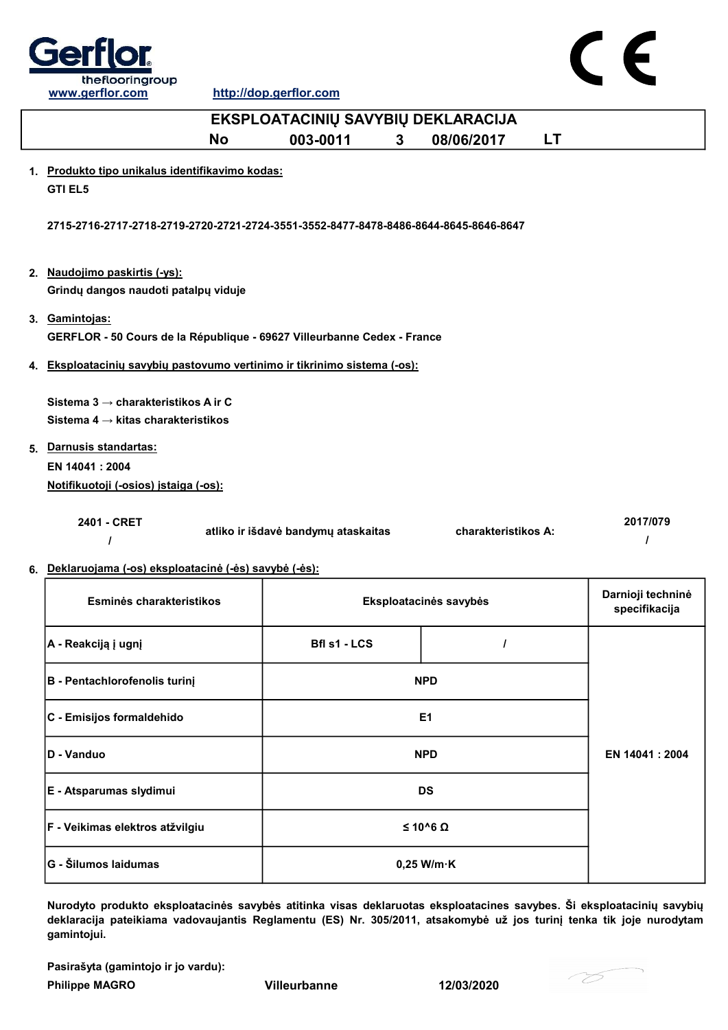Gerflor theflooringgroup

www.gerflor.com http://dop.gerflor.com

# EKSPLOATACINIŲ SAVYBIŲ DEKLARACIJA

**No 003-0011 3 08/06/2017 LT**

1. **Produkto tipo unikalus identifikavimo kodas:**

   **GTI EL5**

   **2715-2716-2717-2718-2719-2720-2721-2724-3551-3552-8477-8478-8486-8644-8645-8646-8647**

2. **Naudojimo paskirtis (-ys):**

   **Grindų dangos naudoti patalpų viduje**

3. **Gamintojas:**

   **GERFLOR - 50 Cours de la République - 69627 Villeurbanne Cedex - France**

4. **Eksploatacinių savybių pastovumo vertinimo ir tikrinimo sistema (-os):**

   **Sistema 3 → charakteristikos A ir C**
   **Sistema 4 → kitas charakteristikos**

5. **Darnusis standartas:**

   **EN 14041 : 2004**

   **Notifikuotoji (-osios) įstaiga (-os):**

   | | | | |
   |---|---|---|---|
   | **2401 - CRET** / | **atliko ir išdavė bandymų ataskaitas** | **charakteristikos A:** | **2017/079** / |

6. **Deklaruojama (-os) eksploatacinė (-ės) savybė (-ės):**

| Esminės charakteristikos | Eksploatacinės savybės | | Darnioji techninė specifikacija |
|---|---|---|---|
| A - Reakciją į ugnį | Bfl s1 - LCS | / | EN 14041 : 2004 |
| B - Pentachlorofenolis turinį | NPD | | |
| C - Emisijos formaldehido | E1 | | |
| D - Vanduo | NPD | | |
| E - Atsparumas slydimui | DS | | |
| F - Veikimas elektros atžvilgiu | ≤ 10^6 Ω | | |
| G - Šilumos laidumas | 0,25 W/m·K | | |

**Nurodyto produkto eksploatacinės savybės atitinka visas deklaruotas eksploatacines savybes. Ši eksploatacinių savybių deklaracija pateikiama vadovaujantis Reglamentu (ES) Nr. 305/2011, atsakomybė už jos turinį tenka tik joje nurodytam gamintojui.**

**Pasirašyta (gamintojo ir jo vardu):**

**Philippe MAGRO** **Villeurbanne** **12/03/2020**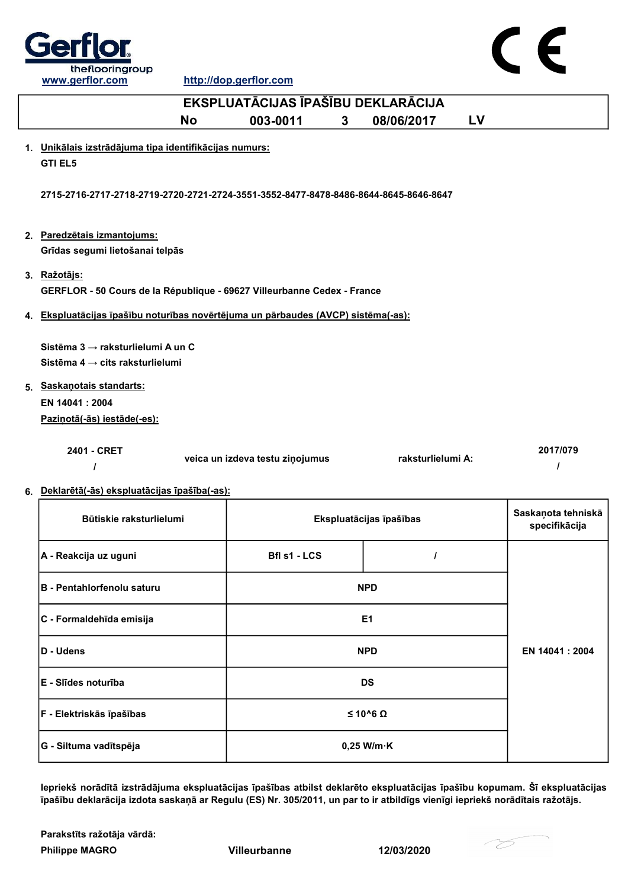Gerflor theflooringgroup

www.gerflor.com http://dop.gerflor.com

CE

# EKSPLUATĀCIJAS ĪPAŠĪBU DEKLARĀCIJA

**No 003-0011 3 08/06/2017 LV**

1. **Unikālais izstrādājuma tipa identifikācijas numurs:**

   **GTI EL5**

   **2715-2716-2717-2718-2719-2720-2721-2724-3551-3552-8477-8478-8486-8644-8645-8646-8647**

2. **Paredzētais izmantojums:**

   **Grīdas segumi lietošanai telpās**

3. **Ražotājs:**

   **GERFLOR - 50 Cours de la République - 69627 Villeurbanne Cedex - France**

4. **Ekspluatācijas īpašību noturības novērtējuma un pārbaudes (AVCP) sistēma(-as):**

   **Sistēma 3 → raksturlielumi A un C**
   **Sistēma 4 → cits raksturlielumi**

5. **Saskaņotais standarts:**

   **EN 14041 : 2004**

   **Paziņotā(-ās) iestāde(-es):**

   | | | | |
   |---|---|---|---|
   | **2401 - CRET** / | **veica un izdeva testu ziņojumus** | **raksturlielumi A:** | **2017/079** / |

6. **Deklarētā(-ās) ekspluatācijas īpašība(-as):**

| Būtiskie raksturlielumi | Ekspluatācijas īpašības | | Saskaņota tehniskā specifikācija |
|---|---|---|---|
| A - Reakcija uz uguni | Bfl s1 - LCS | / | EN 14041 : 2004 |
| B - Pentahlorfenolu saturu | NPD | | EN 14041 : 2004 |
| C - Formaldehīda emisija | E1 | | EN 14041 : 2004 |
| D - Udens | NPD | | EN 14041 : 2004 |
| E - Slīdes noturība | DS | | EN 14041 : 2004 |
| F - Elektriskās īpašības | ≤ 10^6 Ω | | EN 14041 : 2004 |
| G - Siltuma vadītspēja | 0,25 W/m·K | | EN 14041 : 2004 |

**Iepriekš norādītā izstrādājuma ekspluatācijas īpašības atbilst deklarēto ekspluatācijas īpašību kopumam. Šī ekspluatācijas īpašību deklarācija izdota saskaņā ar Regulu (ES) Nr. 305/2011, un par to ir atbildīgs vienīgi iepriekš norādītais ražotājs.**

**Parakstīts ražotāja vārdā:**

**Philippe MAGRO** **Villeurbanne** **12/03/2020**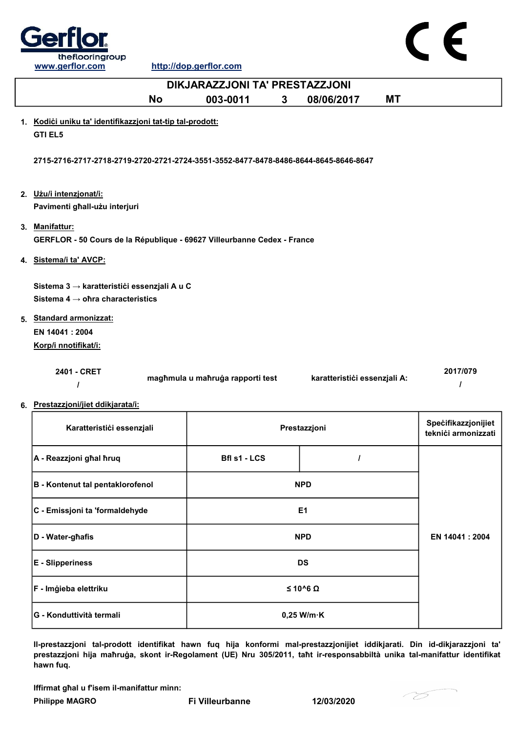Gerflor
theflooringgroup
www.gerflor.com http://dop.gerflor.com

CE

# DIKJARAZZJONI TA' PRESTAZZJONI

**No 003-0011 3 08/06/2017 MT**

1. **Kodiċi uniku ta' identifikazzjoni tat-tip tal-prodott:**
   **GTI EL5**

   **2715-2716-2717-2718-2719-2720-2721-2724-3551-3552-8477-8478-8486-8644-8645-8646-8647**

2. **Użu/i intenzjonat/i:**
   **Pavimenti għall-użu interjuri**

3. **Manifattur:**
   **GERFLOR - 50 Cours de la République - 69627 Villeurbanne Cedex - France**

4. **Sistema/i ta' AVCP:**

   **Sistema 3 → karatteristiċi essenzjali A u C**
   **Sistema 4 → oħra characteristics**

5. **Standard armonizzat:**
   **EN 14041 : 2004**
   **Korp/i nnotifikat/i:**

| 2401 - CRET | magħmula u maħruġa rapporti test | karatteristiċi essenzjali A: | 2017/079 |
|---|---|---|---|
| / | | | / |

6. **Prestazzjoni/jiet ddikjarata/i:**

| Karatteristiċi essenzjali | Prestazzjoni | | Speċifikazzjonijiet tekniċi armonizzati |
|---|---|---|---|
| A - Reazzjoni għal ħruq | Bfl s1 - LCS | / | EN 14041 : 2004 |
| B - Kontenut tal pentaklorofenol | NPD | | |
| C - Emissjoni ta 'formaldehyde | E1 | | |
| D - Water-għafis | NPD | | |
| E - Slipperiness | DS | | |
| F - Imġieba elettriku | ≤ 10^6 Ω | | |
| G - Konduttività termali | 0,25 W/m·K | | |

**Il-prestazzjoni tal-prodott identifikat hawn fuq hija konformi mal-prestazzjonijiet iddikjarati. Din id-dikjarazzjoni ta' prestazzjoni hija maħruġa, skont ir-Regolament (UE) Nru 305/2011, taħt ir-responsabbiltà unika tal-manifattur identifikat hawn fuq.**

**Iffirmat għal u f'isem il-manifattur minn:**
**Philippe MAGRO** **Fi Villeurbanne** **12/03/2020**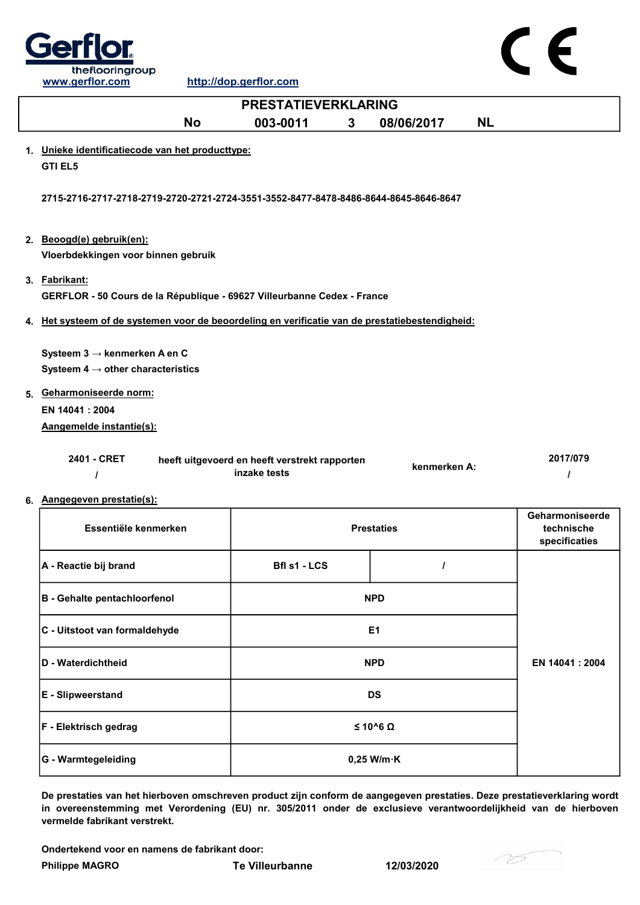Gerflor theflooringgroup

www.gerflor.com http://dop.gerflor.com

CE

# PRESTATIEVERKLARING

**No 003-0011 3 08/06/2017 NL**

1. **Unieke identificatiecode van het producttype:**

   **GTI EL5**

   **2715-2716-2717-2718-2719-2720-2721-2724-3551-3552-8477-8478-8486-8644-8645-8646-8647**

2. **Beoogd(e) gebruik(en):**

   **Vloerbdekkingen voor binnen gebruik**

3. **Fabrikant:**

   **GERFLOR - 50 Cours de la République - 69627 Villeurbanne Cedex - France**

4. **Het systeem of de systemen voor de beoordeling en verificatie van de prestatiebestendigheid:**

   **Systeem 3 → kenmerken A en C**

   **Systeem 4 → other characteristics**

5. **Geharmoniseerde norm:**

   **EN 14041 : 2004**

   **Aangemelde instantie(s):**

| | | | |
|---|---|---|---|
| **2401 - CRET** / | **heeft uitgevoerd en heeft verstrekt rapporten inzake tests** | **kenmerken A:** | **2017/079** / |

6. **Aangegeven prestatie(s):**

| Essentiële kenmerken | Prestaties | | Geharmoniseerde technische specificaties |
|---|---|---|---|
| A - Reactie bij brand | Bfl s1 - LCS | / | EN 14041 : 2004 |
| B - Gehalte pentachloorfenol | NPD | | |
| C - Uitstoot van formaldehyde | E1 | | |
| D - Waterdichtheid | NPD | | |
| E - Slipweerstand | DS | | |
| F - Elektrisch gedrag | ≤ $10^6$ Ω | | |
| G - Warmtegeleiding | 0,25 W/m·K | | |

**De prestaties van het hierboven omschreven product zijn conform de aangegeven prestaties. Deze prestatieverklaring wordt in overeenstemming met Verordening (EU) nr. 305/2011 onder de exclusieve verantwoordelijkheid van de hierboven vermelde fabrikant verstrekt.**

**Ondertekend voor en namens de fabrikant door:**

**Philippe MAGRO** **Te Villeurbanne** **12/03/2020**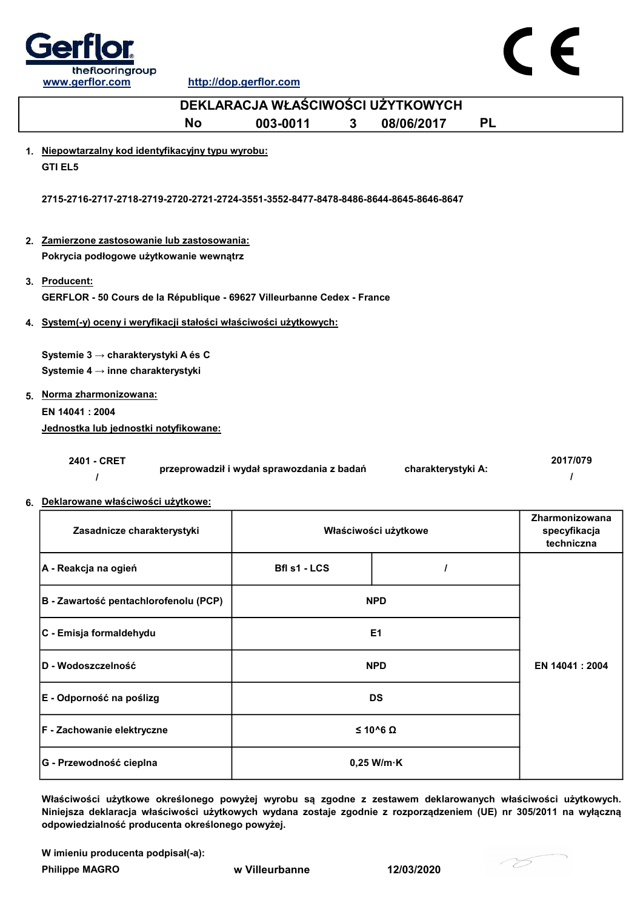Gerflor
theflooringgroup

www.gerflor.com http://dop.gerflor.com

CE

# DEKLARACJA WŁAŚCIWOŚCI UŻYTKOWYCH

**No 003-0011 3 08/06/2017 PL**

1. **Niepowtarzalny kod identyfikacyjny typu wyrobu:**

   **GTI EL5**

   **2715-2716-2717-2718-2719-2720-2721-2724-3551-3552-8477-8478-8486-8644-8645-8646-8647**

2. **Zamierzone zastosowanie lub zastosowania:**

   **Pokrycia podłogowe użytkowanie wewnątrz**

3. **Producent:**

   **GERFLOR - 50 Cours de la République - 69627 Villeurbanne Cedex - France**

4. **System(-y) oceny i weryfikacji stałości właściwości użytkowych:**

   **Systemie 3 → charakterystyki A és C**
   **Systemie 4 → inne charakterystyki**

5. **Norma zharmonizowana:**

   **EN 14041 : 2004**

   **Jednostka lub jednostki notyfikowane:**

   | | | | |
   |---|---|---|---|
   | **2401 - CRET** | **przeprowadził i wydał sprawozdania z badań** | **charakterystyki A:** | **2017/079** |
   | **/** | | | **/** |

6. **Deklarowane właściwości użytkowe:**

| Zasadnicze charakterystyki | Właściwości użytkowe | | Zharmonizowana specyfikacja techniczna |
|---|---|---|---|
| A - Reakcja na ogień | Bfl s1 - LCS | / | EN 14041 : 2004 |
| B - Zawartość pentachlorofenolu (PCP) | NPD | | |
| C - Emisja formaldehydu | E1 | | |
| D - Wodoszczelność | NPD | | |
| E - Odporność na poślizg | DS | | |
| F - Zachowanie elektryczne | ≤ 10^6 Ω | | |
| G - Przewodność cieplna | 0,25 W/m·K | | |

**Właściwości użytkowe określonego powyżej wyrobu są zgodne z zestawem deklarowanych właściwości użytkowych. Niniejsza deklaracja właściwości użytkowych wydana zostaje zgodnie z rozporządzeniem (UE) nr 305/2011 na wyłączną odpowiedzialność producenta określonego powyżej.**

**W imieniu producenta podpisał(-a):**

**Philippe MAGRO** **w Villeurbanne** **12/03/2020**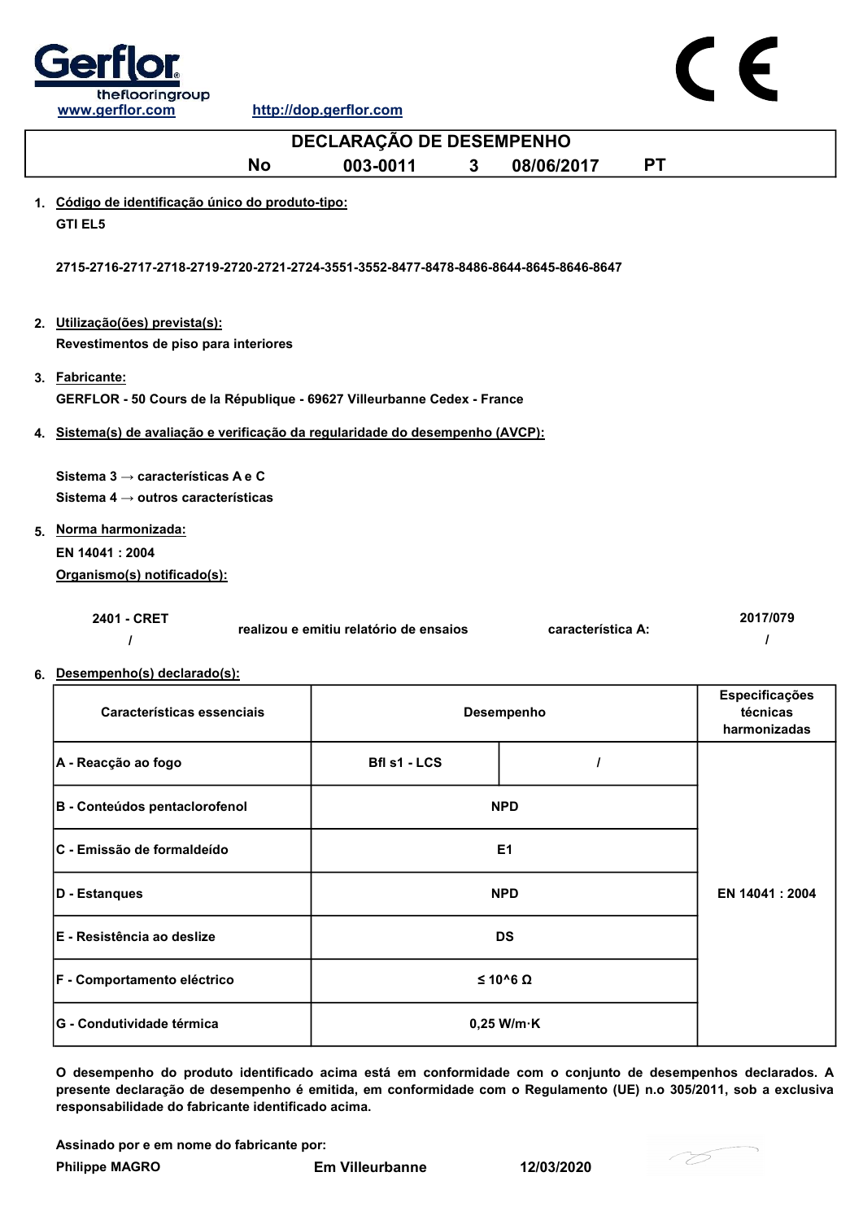www.gerflor.com http://dop.gerflor.com

# DECLARAÇÃO DE DESEMPENHO

**No 003-0011 3 08/06/2017 PT**

1. **Código de identificação único do produto-tipo:**

   **GTI EL5**

   **2715-2716-2717-2718-2719-2720-2721-2724-3551-3552-8477-8478-8486-8644-8645-8646-8647**

2. **Utilização(ões) prevista(s):**

   **Revestimentos de piso para interiores**

3. **Fabricante:**

   **GERFLOR - 50 Cours de la République - 69627 Villeurbanne Cedex - France**

4. **Sistema(s) de avaliação e verificação da regularidade do desempenho (AVCP):**

   **Sistema 3 → características A e C**

   **Sistema 4 → outros características**

5. **Norma harmonizada:**

   **EN 14041 : 2004**

   **Organismo(s) notificado(s):**

   | 2401 - CRET<br>/ | realizou e emitiu relatório de ensaios | característica A: | 2017/079<br>/ |
   |---|---|---|---|

6. **Desempenho(s) declarado(s):**

| Características essenciais | Desempenho | | Especificações técnicas harmonizadas |
|---|---|---|---|
| A - Reacção ao fogo | Bfl s1 - LCS | / | EN 14041 : 2004 |
| B - Conteúdos pentaclorofenol | NPD | | |
| C - Emissão de formaldeído | E1 | | |
| D - Estanques | NPD | | |
| E - Resistência ao deslize | DS | | |
| F - Comportamento eléctrico | ≤ 10^6 Ω | | |
| G - Condutividade térmica | 0,25 W/m·K | | |

**O desempenho do produto identificado acima está em conformidade com o conjunto de desempenhos declarados. A presente declaração de desempenho é emitida, em conformidade com o Regulamento (UE) n.o 305/2011, sob a exclusiva responsabilidade do fabricante identificado acima.**

**Assinado por e em nome do fabricante por:**

**Philippe MAGRO** **Em Villeurbanne** **12/03/2020**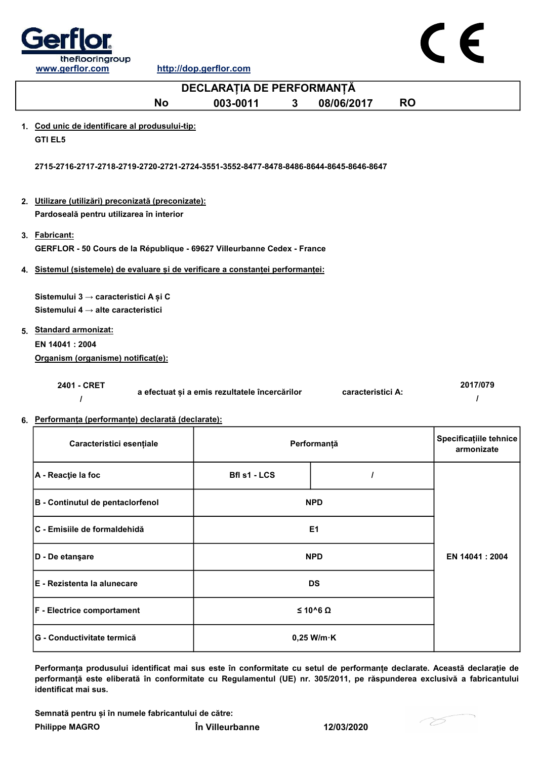Gerflor
theflooringgroup
www.gerflor.com http://dop.gerflor.com

CE

# DECLARAȚIA DE PERFORMANȚĂ

**No 003-0011 3 08/06/2017 RO**

1. **Cod unic de identificare al produsului-tip:**

   **GTI EL5**

   **2715-2716-2717-2718-2719-2720-2721-2724-3551-3552-8477-8478-8486-8644-8645-8646-8647**

2. **Utilizare (utilizări) preconizată (preconizate):**

   **Pardoseală pentru utilizarea în interior**

3. **Fabricant:**

   **GERFLOR - 50 Cours de la République - 69627 Villeurbanne Cedex - France**

4. **Sistemul (sistemele) de evaluare şi de verificare a constanţei performanţei:**

   **Sistemului 3 → caracteristici A și C**
   **Sistemului 4 → alte caracteristici**

5. **Standard armonizat:**

   **EN 14041 : 2004**

   **Organism (organisme) notificat(e):**

| | | | |
|---|---|---|---|
| 2401 - CRET<br>/ | a efectuat și a emis rezultatele încercărilor | caracteristici A: | 2017/079<br>/ |

6. **Performanța (performanțe) declarată (declarate):**

| Caracteristici esențiale | Performanță | | Specificațiile tehnice armonizate |
|---|---|---|---|
| A - Reacţie la foc | Bfl s1 - LCS | / | EN 14041 : 2004 |
| B - Continutul de pentaclorfenol | NPD | | |
| C - Emisiile de formaldehidă | E1 | | |
| D - De etanşare | NPD | | |
| E - Rezistenta la alunecare | DS | | |
| F - Electrice comportament | ≤ 10^6 Ω | | |
| G - Conductivitate termică | 0,25 W/m·K | | |

**Performanța produsului identificat mai sus este în conformitate cu setul de performanțe declarate. Această declarație de performanță este eliberată în conformitate cu Regulamentul (UE) nr. 305/2011, pe răspunderea exclusivă a fabricantului identificat mai sus.**

**Semnată pentru și în numele fabricantului de către:**

**Philippe MAGRO** **În Villeurbanne** **12/03/2020**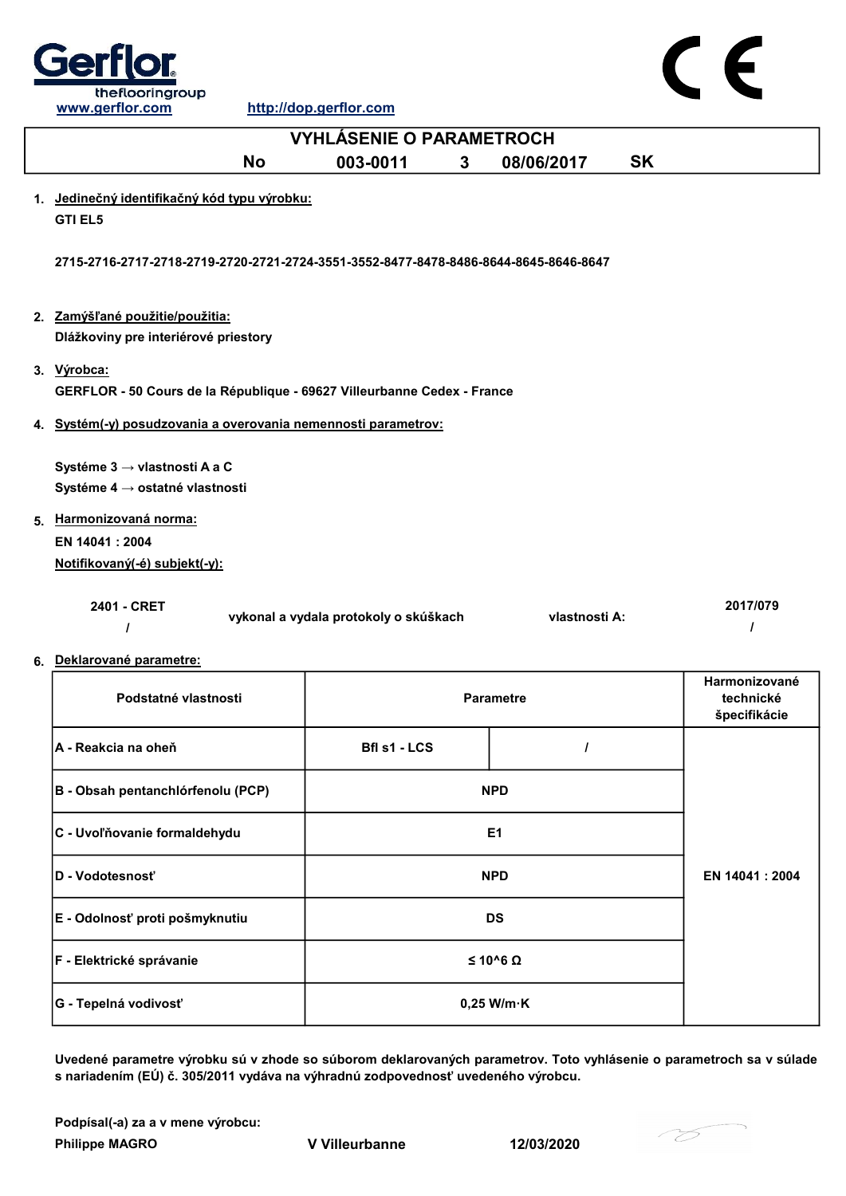Gerflor theflooringroup

www.gerflor.com http://dop.gerflor.com

CE

# VYHLÁSENIE O PARAMETROCH

No 003-0011 3 08/06/2017 SK

1. Jedinečný identifikačný kód typu výrobku:

   GTI EL5

   2715-2716-2717-2718-2719-2720-2721-2724-3551-3552-8477-8478-8486-8644-8645-8646-8647

2. Zamýšľané použitie/použitia:

   Dlážkoviny pre interiérové priestory

3. Výrobca:

   GERFLOR - 50 Cours de la République - 69627 Villeurbanne Cedex - France

4. Systém(-y) posudzovania a overovania nemennosti parametrov:

   Systéme 3 → vlastnosti A a C

   Systéme 4 → ostatné vlastnosti

5. Harmonizovaná norma:

   EN 14041 : 2004

   Notifikovaný(-é) subjekt(-y):

   | | | | |
   |---|---|---|---|
   | 2401 - CRET / | vykonal a vydala protokoly o skúškach | vlastnosti A: | 2017/079 / |

6. Deklarované parametre:

| Podstatné vlastnosti | Parametre | | Harmonizované technické špecifikácie |
|---|---|---|---|
| A - Reakcia na oheň | Bfl s1 - LCS | / | EN 14041 : 2004 |
| B - Obsah pentanchlórfenolu (PCP) | NPD | | |
| C - Uvoľňovanie formaldehydu | E1 | | |
| D - Vodotesnosť | NPD | | |
| E - Odolnosť proti pošmyknutiu | DS | | |
| F - Elektrické správanie | ≤ 10^6 Ω | | |
| G - Tepelná vodivosť | 0,25 W/m·K | | |

Uvedené parametre výrobku sú v zhode so súborom deklarovaných parametrov. Toto vyhlásenie o parametroch sa v súlade s nariadením (EÚ) č. 305/2011 vydáva na výhradnú zodpovednosť uvedeného výrobcu.

Podpísal(-a) za a v mene výrobcu:

Philippe MAGRO V Villeurbanne 12/03/2020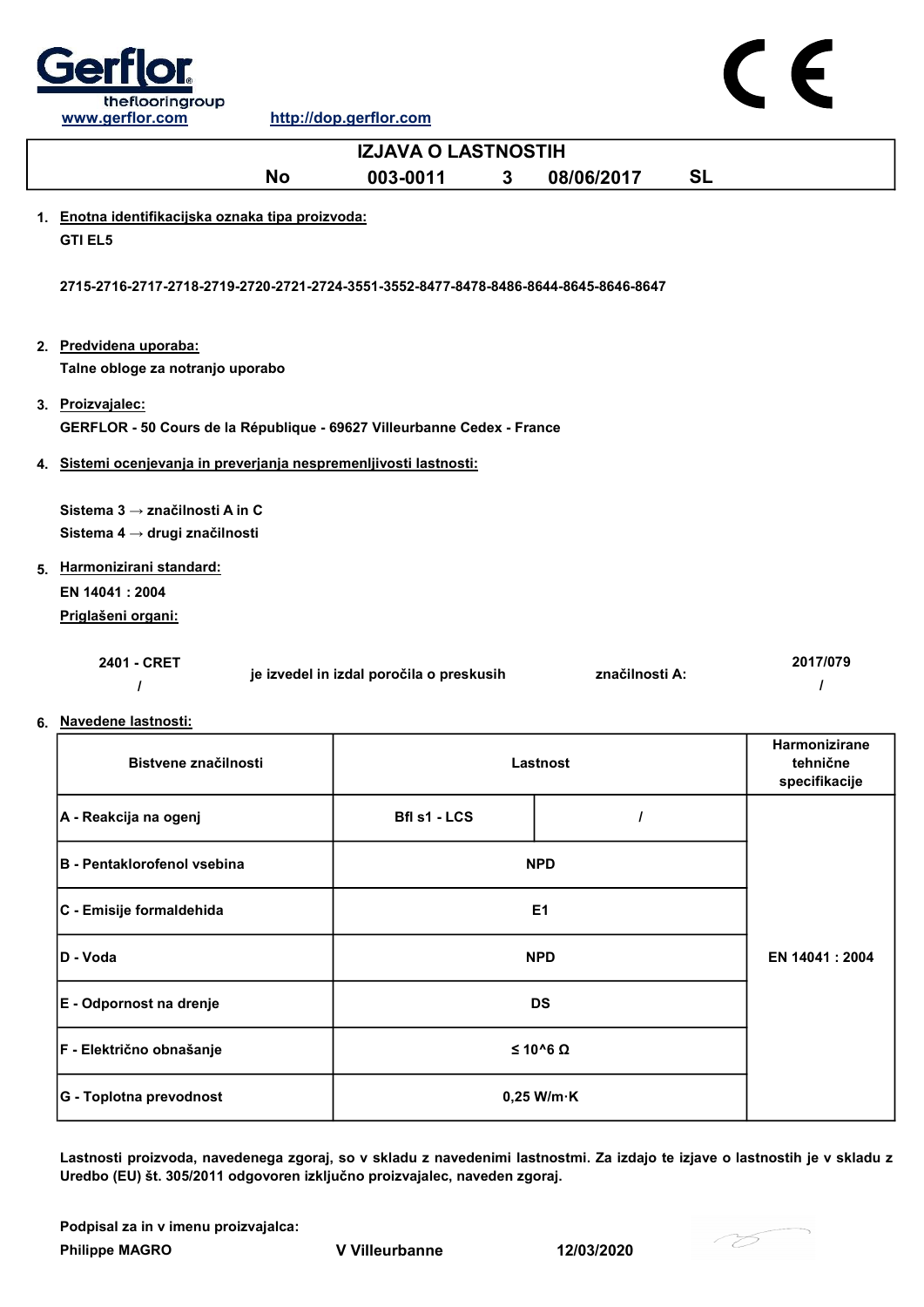Gerflor
theflooringgroup
www.gerflor.com http://dop.gerflor.com

CE

# IZJAVA O LASTNOSTIH

**No 003-0011 3 08/06/2017 SL**

1. **Enotna identifikacijska oznaka tipa proizvoda:**

   GTI EL5

   2715-2716-2717-2718-2719-2720-2721-2724-3551-3552-8477-8478-8486-8644-8645-8646-8647

2. **Predvidena uporaba:**

   Talne obloge za notranjo uporabo

3. **Proizvajalec:**

   GERFLOR - 50 Cours de la République - 69627 Villeurbanne Cedex - France

4. **Sistemi ocenjevanja in preverjanja nespremenljivosti lastnosti:**

   Sistema 3 → značilnosti A in C
   Sistema 4 → drugi značilnosti

5. **Harmonizirani standard:**

   EN 14041 : 2004

   **Priglašeni organi:**

   | | | | |
   |---|---|---|---|
   | 2401 - CRET | je izvedel in izdal poročila o preskusih | značilnosti A: | 2017/079 |
   | / | | | / |

6. **Navedene lastnosti:**

| Bistvene značilnosti | Lastnost | | Harmonizirane tehnične specifikacije |
|---|---|---|---|
| A - Reakcija na ogenj | Bfl s1 - LCS | / | EN 14041 : 2004 |
| B - Pentaklorofenol vsebina | NPD | | |
| C - Emisije formaldehida | E1 | | |
| D - Voda | NPD | | |
| E - Odpornost na drenje | DS | | |
| F - Električno obnašanje | ≤ 10^6 Ω | | |
| G - Toplotna prevodnost | 0,25 W/m·K | | |

Lastnosti proizvoda, navedenega zgoraj, so v skladu z navedenimi lastnostmi. Za izdajo te izjave o lastnostih je v skladu z Uredbo (EU) št. 305/2011 odgovoren izključno proizvajalec, naveden zgoraj.

Podpisal za in v imenu proizvajalca:

Philippe MAGRO V Villeurbanne 12/03/2020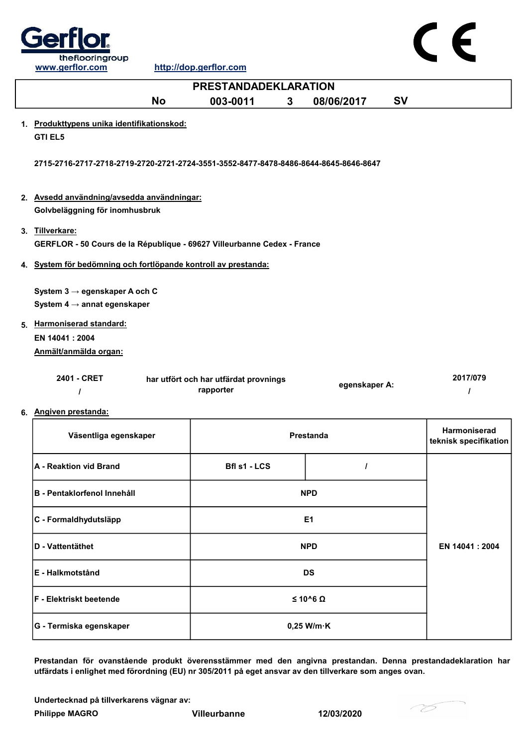Gerflor
theflooringroup
www.gerflor.com http://dop.gerflor.com

CE

# PRESTANDADEKLARATION

**No 003-0011 3 08/06/2017 SV**

1. **Produkttypens unika identifikationskod:**
   GTI EL5

   2715-2716-2717-2718-2719-2720-2721-2724-3551-3552-8477-8478-8486-8644-8645-8646-8647

2. **Avsedd användning/avsedda användningar:**
   Golvbeläggning för inomhusbruk

3. **Tillverkare:**
   GERFLOR - 50 Cours de la République - 69627 Villeurbanne Cedex - France

4. **System för bedömning och fortlöpande kontroll av prestanda:**

   System 3 → egenskaper A och C
   System 4 → annat egenskaper

5. **Harmoniserad standard:**
   EN 14041 : 2004
   **Anmält/anmälda organ:**

| | | | |
|---|---|---|---|
| 2401 - CRET / | har utfört och har utfärdat provnings rapporter | egenskaper A: | 2017/079 / |

6. **Angiven prestanda:**

| Väsentliga egenskaper | Prestanda | | Harmoniserad teknisk specifikation |
|---|---|---|---|
| A - Reaktion vid Brand | Bfl s1 - LCS | / | EN 14041 : 2004 |
| B - Pentaklorfenol Innehåll | NPD | | |
| C - Formaldhydutsläpp | E1 | | |
| D - Vattentäthet | NPD | | |
| E - Halkmotstånd | DS | | |
| F - Elektriskt beetende | ≤ 10^6 Ω | | |
| G - Termiska egenskaper | 0,25 W/m·K | | |

Prestandan för ovanstående produkt överensstämmer med den angivna prestandan. Denna prestandadeklaration har utfärdats i enlighet med förordning (EU) nr 305/2011 på eget ansvar av den tillverkare som anges ovan.

Undertecknad på tillverkarens vägnar av:
Philippe MAGRO Villeurbanne 12/03/2020